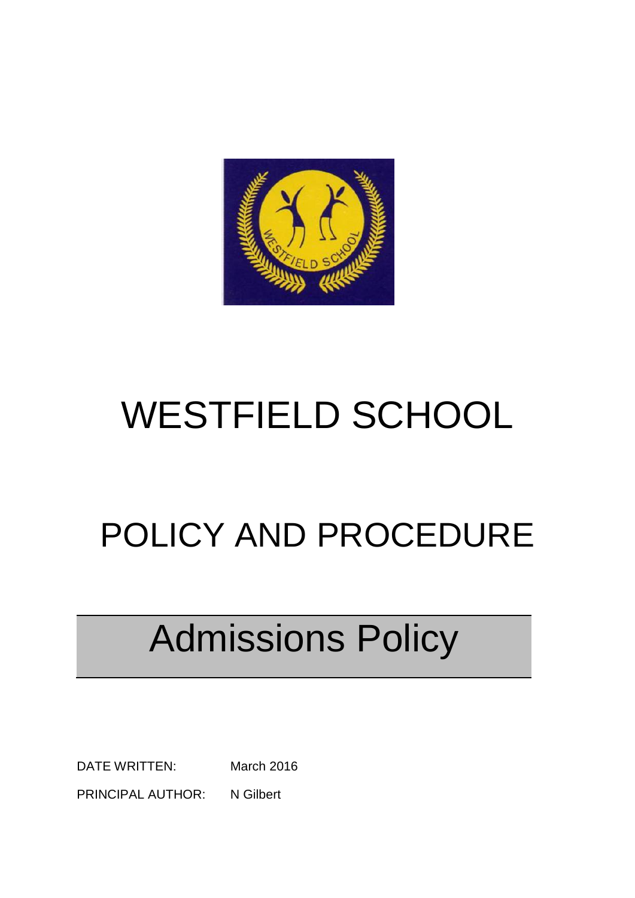# WESTFIELD SCHOOL

## POLICY AND PROCEDURE

## Admissions Policy

DATE WRITTEN: March 2016

PRINCIPAL AUTHOR: N Gilbert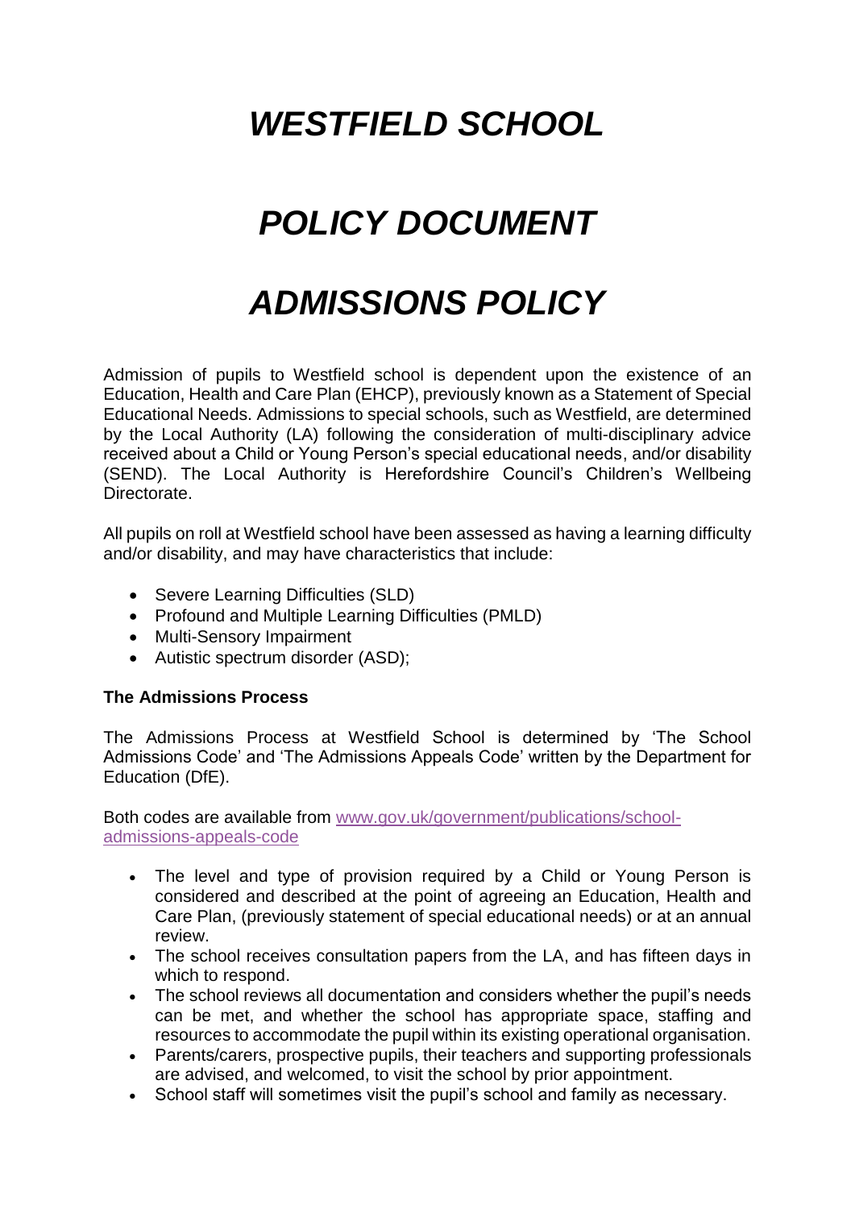# *WESTFIELD SCHOOL*

# *POLICY DOCUMENT*

# *ADMISSIONS POLICY*

Admission of pupils to Westfield school is dependent upon the existence of an Education, Health and Care Plan (EHCP), previously known as a Statement of Special Educational Needs. Admissions to special schools, such as Westfield, are determined by the Local Authority (LA) following the consideration of multi-disciplinary advice received about a Child or Young Person's special educational needs, and/or disability (SEND). The Local Authority is Herefordshire Council's Children's Wellbeing Directorate.

All pupils on roll at Westfield school have been assessed as having a learning difficulty and/or disability, and may have characteristics that include:

- Severe Learning Difficulties (SLD)
- Profound and Multiple Learning Difficulties (PMLD)
- Multi-Sensory Impairment
- Autistic spectrum disorder (ASD);

**The Admissions Process**

The Admissions Process at Westfield School is determined by 'The School Admissions Code' and 'The Admissions Appeals Code' written by the Department for Education (DfE).

Both codes are available from [www.gov.uk/government/publications/school-admissions-appeals-code](www.gov.uk/government/publications/school-admissions-appeals-code)

- The level and type of provision required by a Child or Young Person is considered and described at the point of agreeing an Education, Health and Care Plan, (previously statement of special educational needs) or at an annual review.
- The school receives consultation papers from the LA, and has fifteen days in which to respond.
- The school reviews all documentation and considers whether the pupil's needs can be met, and whether the school has appropriate space, staffing and resources to accommodate the pupil within its existing operational organisation.
- Parents/carers, prospective pupils, their teachers and supporting professionals are advised, and welcomed, to visit the school by prior appointment.
- School staff will sometimes visit the pupil's school and family as necessary.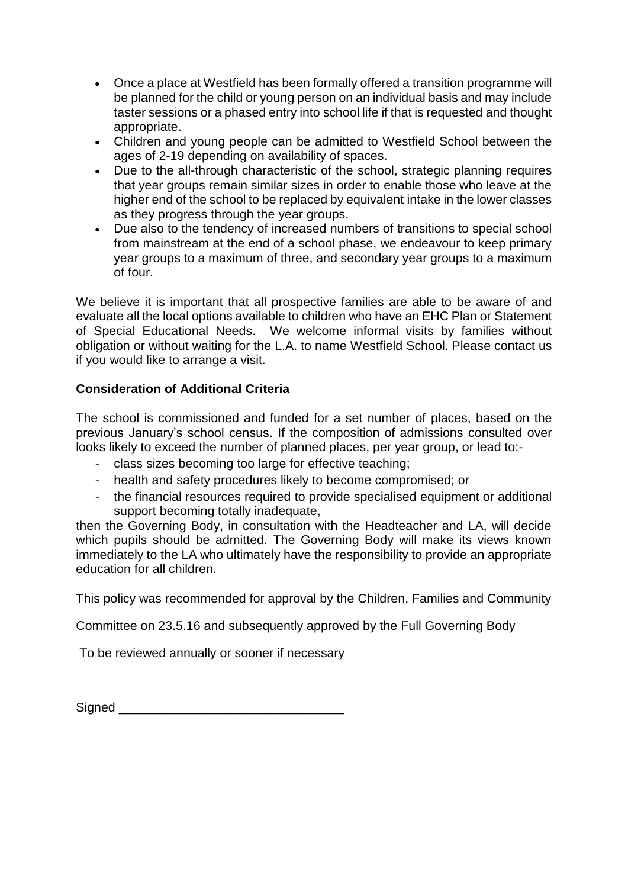- Once a place at Westfield has been formally offered a transition programme will be planned for the child or young person on an individual basis and may include taster sessions or a phased entry into school life if that is requested and thought appropriate.
- Children and young people can be admitted to Westfield School between the ages of 2-19 depending on availability of spaces.
- Due to the all-through characteristic of the school, strategic planning requires that year groups remain similar sizes in order to enable those who leave at the higher end of the school to be replaced by equivalent intake in the lower classes as they progress through the year groups.
- Due also to the tendency of increased numbers of transitions to special school from mainstream at the end of a school phase, we endeavour to keep primary year groups to a maximum of three, and secondary year groups to a maximum of four.

We believe it is important that all prospective families are able to be aware of and evaluate all the local options available to children who have an EHC Plan or Statement of Special Educational Needs. We welcome informal visits by families without obligation or without waiting for the L.A. to name Westfield School. Please contact us if you would like to arrange a visit.

**Consideration of Additional Criteria**

The school is commissioned and funded for a set number of places, based on the previous January's school census. If the composition of admissions consulted over looks likely to exceed the number of planned places, per year group, or lead to:-

- class sizes becoming too large for effective teaching;
- health and safety procedures likely to become compromised; or
- the financial resources required to provide specialised equipment or additional support becoming totally inadequate,

then the Governing Body, in consultation with the Headteacher and LA, will decide which pupils should be admitted. The Governing Body will make its views known immediately to the LA who ultimately have the responsibility to provide an appropriate education for all children.

This policy was recommended for approval by the Children, Families and Community

Committee on 23.5.16 and subsequently approved by the Full Governing Body

To be reviewed annually or sooner if necessary

Signed ________________________________